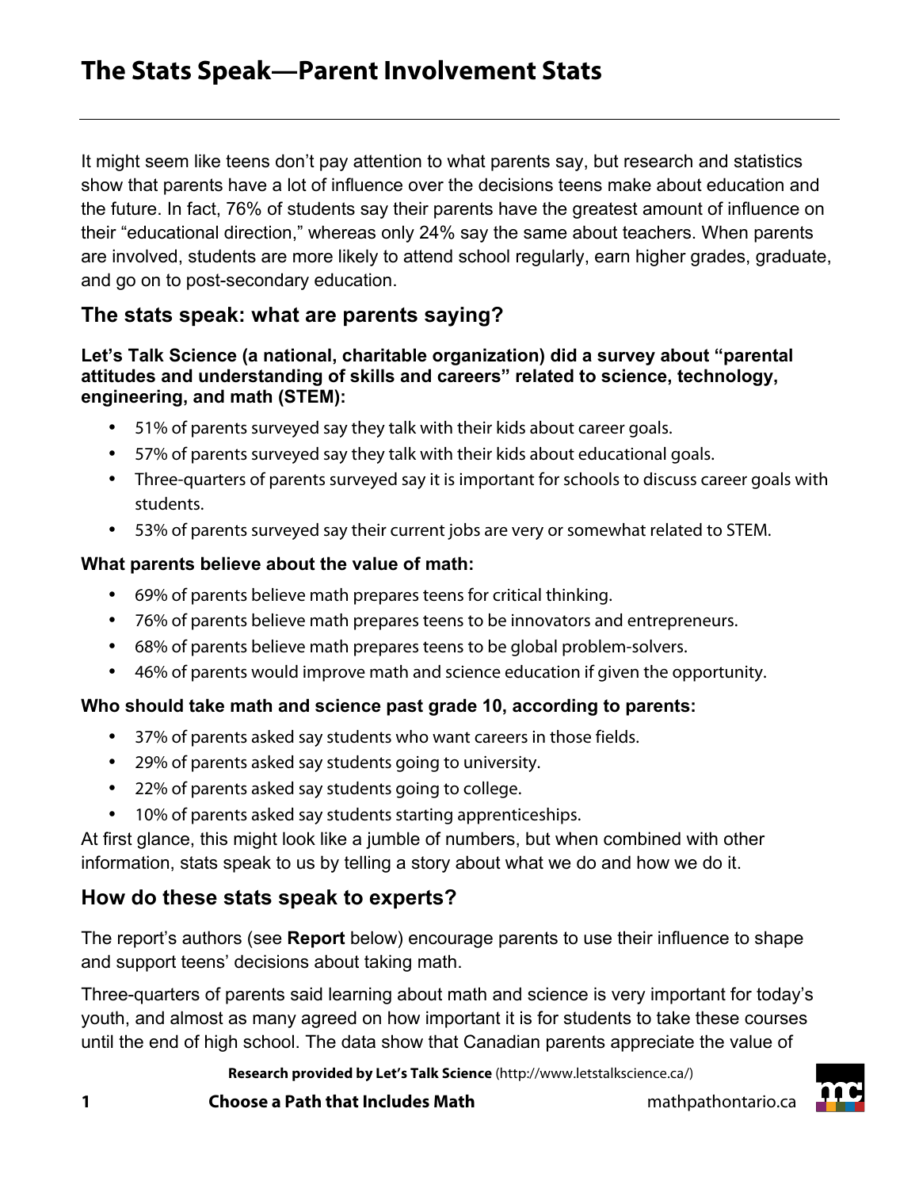# The Stats Speak—Parent Involvement Stats

It might seem like teens don't pay attention to what parents say, but research and statistics show that parents have a lot of influence over the decisions teens make about education and the future. In fact, 76% of students say their parents have the greatest amount of influence on their "educational direction," whereas only 24% say the same about teachers. When parents are involved, students are more likely to attend school regularly, earn higher grades, graduate, and go on to post-secondary education.

## The stats speak: what are parents saying?

**Let's Talk Science (a national, charitable organization) did a survey about "parental attitudes and understanding of skills and careers" related to science, technology, engineering, and math (STEM):**

- 51% of parents surveyed say they talk with their kids about career goals.
- 57% of parents surveyed say they talk with their kids about educational goals.
- Three-quarters of parents surveyed say it is important for schools to discuss career goals with students.
- 53% of parents surveyed say their current jobs are very or somewhat related to STEM.

**What parents believe about the value of math:**

- 69% of parents believe math prepares teens for critical thinking.
- 76% of parents believe math prepares teens to be innovators and entrepreneurs.
- 68% of parents believe math prepares teens to be global problem-solvers.
- 46% of parents would improve math and science education if given the opportunity.

**Who should take math and science past grade 10, according to parents:**

- 37% of parents asked say students who want careers in those fields.
- 29% of parents asked say students going to university.
- 22% of parents asked say students going to college.
- 10% of parents asked say students starting apprenticeships.

At first glance, this might look like a jumble of numbers, but when combined with other information, stats speak to us by telling a story about what we do and how we do it.

## How do these stats speak to experts?

The report's authors (see **Report** below) encourage parents to use their influence to shape and support teens' decisions about taking math.

Three-quarters of parents said learning about math and science is very important for today's youth, and almost as many agreed on how important it is for students to take these courses until the end of high school. The data show that Canadian parents appreciate the value of

**Research provided by Let's Talk Science** (http://www.letstalkscience.ca/)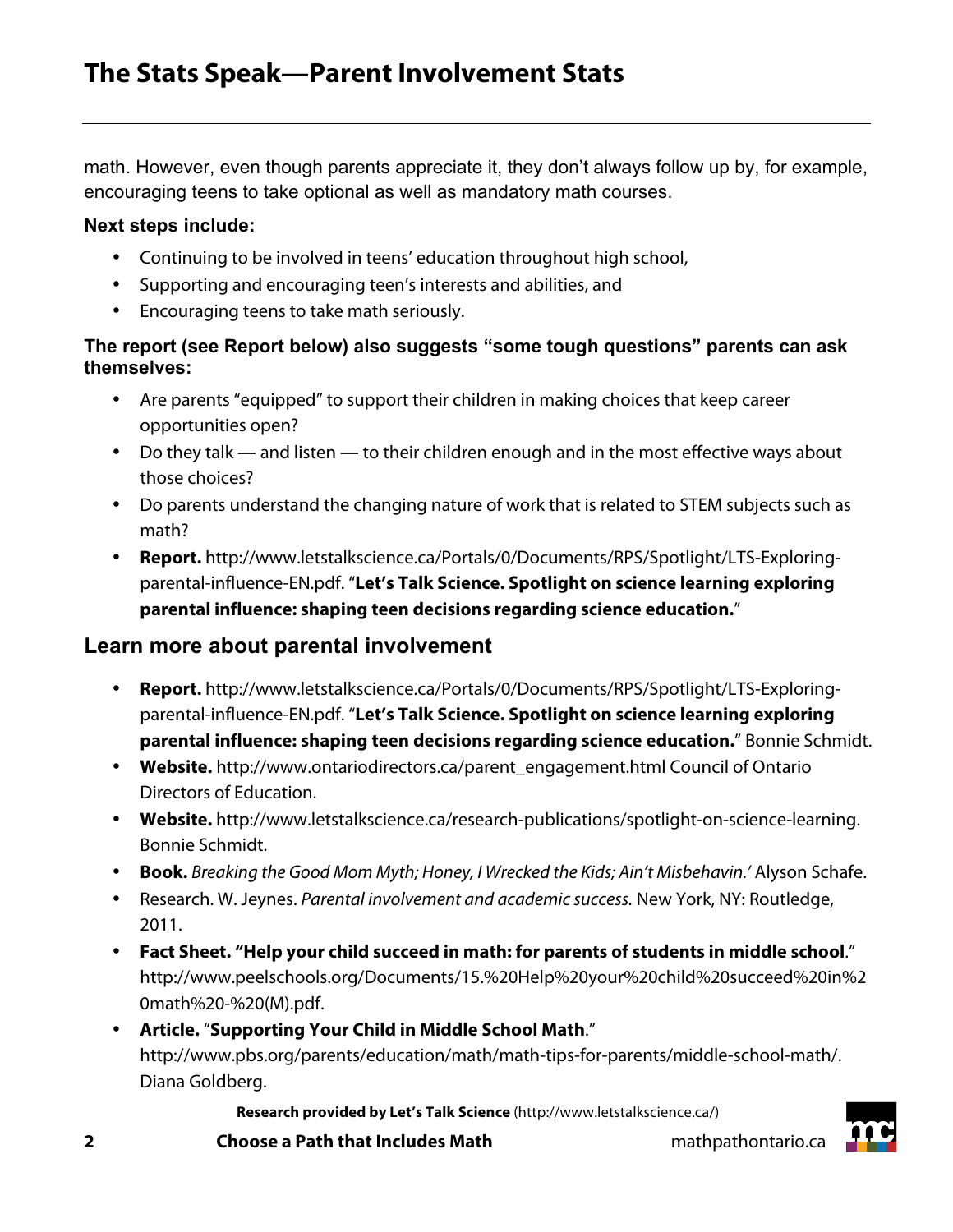math. However, even though parents appreciate it, they don't always follow up by, for example, encouraging teens to take optional as well as mandatory math courses.

**Next steps include:**

- Continuing to be involved in teens' education throughout high school,
- Supporting and encouraging teen's interests and abilities, and
- Encouraging teens to take math seriously.

**The report (see Report below) also suggests "some tough questions" parents can ask themselves:**

- Are parents "equipped" to support their children in making choices that keep career opportunities open?
- Do they talk — and listen — to their children enough and in the most effective ways about those choices?
- Do parents understand the changing nature of work that is related to STEM subjects such as math?
- **Report.** http://www.letstalkscience.ca/Portals/0/Documents/RPS/Spotlight/LTS-Exploring-parental-influence-EN.pdf. "**Let's Talk Science. Spotlight on science learning exploring parental influence: shaping teen decisions regarding science education.**"

## Learn more about parental involvement

- **Report.** http://www.letstalkscience.ca/Portals/0/Documents/RPS/Spotlight/LTS-Exploring-parental-influence-EN.pdf. "**Let's Talk Science. Spotlight on science learning exploring parental influence: shaping teen decisions regarding science education.**" Bonnie Schmidt.
- **Website.** http://www.ontariodirectors.ca/parent_engagement.html Council of Ontario Directors of Education.
- **Website.** http://www.letstalkscience.ca/research-publications/spotlight-on-science-learning. Bonnie Schmidt.
- **Book.** *Breaking the Good Mom Myth; Honey, I Wrecked the Kids; Ain't Misbehavin.'* Alyson Schafe.
- Research. W. Jeynes. *Parental involvement and academic success.* New York, NY: Routledge, 2011.
- **Fact Sheet. "Help your child succeed in math: for parents of students in middle school**." http://www.peelschools.org/Documents/15.%20Help%20your%20child%20succeed%20in%20math%20-%20(M).pdf.
- **Article.** "**Supporting Your Child in Middle School Math**." http://www.pbs.org/parents/education/math/math-tips-for-parents/middle-school-math/. Diana Goldberg.

**Research provided by Let's Talk Science** (http://www.letstalkscience.ca/)